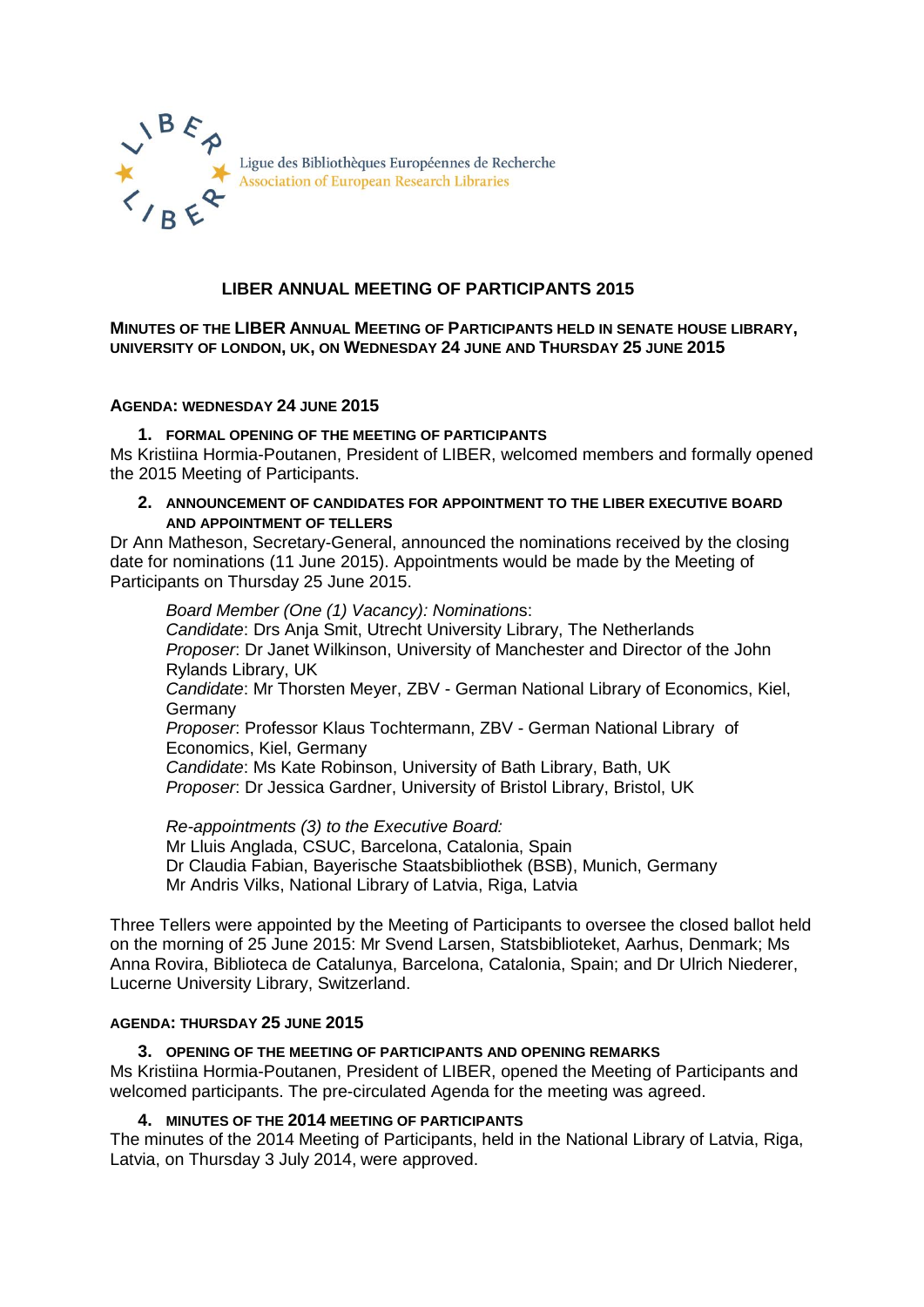Ligue des Bibliothèques Européennes de Recherche
Association of European Research Libraries

# LIBER ANNUAL MEETING OF PARTICIPANTS 2015

**MINUTES OF THE LIBER ANNUAL MEETING OF PARTICIPANTS HELD IN SENATE HOUSE LIBRARY, UNIVERSITY OF LONDON, UK, ON WEDNESDAY 24 JUNE AND THURSDAY 25 JUNE 2015**

## AGENDA: WEDNESDAY 24 JUNE 2015

### 1. FORMAL OPENING OF THE MEETING OF PARTICIPANTS

Ms Kristiina Hormia-Poutanen, President of LIBER, welcomed members and formally opened the 2015 Meeting of Participants.

### 2. ANNOUNCEMENT OF CANDIDATES FOR APPOINTMENT TO THE LIBER EXECUTIVE BOARD AND APPOINTMENT OF TELLERS

Dr Ann Matheson, Secretary-General, announced the nominations received by the closing date for nominations (11 June 2015). Appointments would be made by the Meeting of Participants on Thursday 25 June 2015.

*Board Member (One (1) Vacancy): Nominations*:
*Candidate*: Drs Anja Smit, Utrecht University Library, The Netherlands
*Proposer*: Dr Janet Wilkinson, University of Manchester and Director of the John Rylands Library, UK
*Candidate*: Mr Thorsten Meyer, ZBV - German National Library of Economics, Kiel, Germany
*Proposer*: Professor Klaus Tochtermann, ZBV - German National Library of Economics, Kiel, Germany
*Candidate*: Ms Kate Robinson, University of Bath Library, Bath, UK
*Proposer*: Dr Jessica Gardner, University of Bristol Library, Bristol, UK

*Re-appointments (3) to the Executive Board:*
Mr Lluis Anglada, CSUC, Barcelona, Catalonia, Spain
Dr Claudia Fabian, Bayerische Staatsbibliothek (BSB), Munich, Germany
Mr Andris Vilks, National Library of Latvia, Riga, Latvia

Three Tellers were appointed by the Meeting of Participants to oversee the closed ballot held on the morning of 25 June 2015: Mr Svend Larsen, Statsbiblioteket, Aarhus, Denmark; Ms Anna Rovira, Biblioteca de Catalunya, Barcelona, Catalonia, Spain; and Dr Ulrich Niederer, Lucerne University Library, Switzerland.

## AGENDA: THURSDAY 25 JUNE 2015

### 3. OPENING OF THE MEETING OF PARTICIPANTS AND OPENING REMARKS

Ms Kristiina Hormia-Poutanen, President of LIBER, opened the Meeting of Participants and welcomed participants. The pre-circulated Agenda for the meeting was agreed.

### 4. MINUTES OF THE 2014 MEETING OF PARTICIPANTS

The minutes of the 2014 Meeting of Participants, held in the National Library of Latvia, Riga, Latvia, on Thursday 3 July 2014, were approved.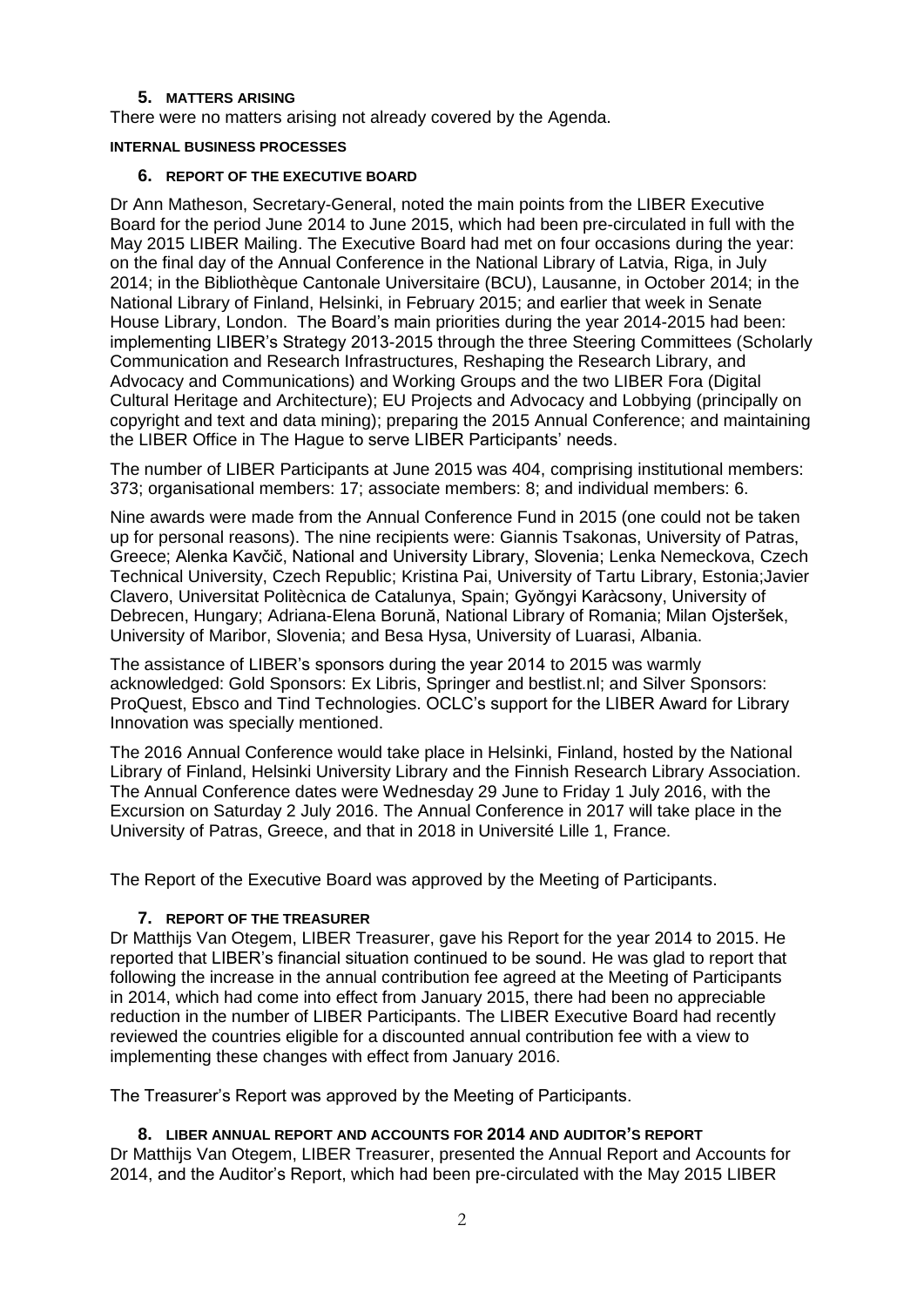## 5. MATTERS ARISING

There were no matters arising not already covered by the Agenda.

## INTERNAL BUSINESS PROCESSES

## 6. REPORT OF THE EXECUTIVE BOARD

Dr Ann Matheson, Secretary-General, noted the main points from the LIBER Executive Board for the period June 2014 to June 2015, which had been pre-circulated in full with the May 2015 LIBER Mailing. The Executive Board had met on four occasions during the year: on the final day of the Annual Conference in the National Library of Latvia, Riga, in July 2014; in the Bibliothèque Cantonale Universitaire (BCU), Lausanne, in October 2014; in the National Library of Finland, Helsinki, in February 2015; and earlier that week in Senate House Library, London. The Board's main priorities during the year 2014-2015 had been: implementing LIBER's Strategy 2013-2015 through the three Steering Committees (Scholarly Communication and Research Infrastructures, Reshaping the Research Library, and Advocacy and Communications) and Working Groups and the two LIBER Fora (Digital Cultural Heritage and Architecture); EU Projects and Advocacy and Lobbying (principally on copyright and text and data mining); preparing the 2015 Annual Conference; and maintaining the LIBER Office in The Hague to serve LIBER Participants' needs.

The number of LIBER Participants at June 2015 was 404, comprising institutional members: 373; organisational members: 17; associate members: 8; and individual members: 6.

Nine awards were made from the Annual Conference Fund in 2015 (one could not be taken up for personal reasons). The nine recipients were: Giannis Tsakonas, University of Patras, Greece; Alenka Kavčič, National and University Library, Slovenia; Lenka Nemeckova, Czech Technical University, Czech Republic; Kristina Pai, University of Tartu Library, Estonia;Javier Clavero, Universitat Politècnica de Catalunya, Spain; Gyŏngyi Karàcsony, University of Debrecen, Hungary; Adriana-Elena Borună, National Library of Romania; Milan Ojsteršek, University of Maribor, Slovenia; and Besa Hysa, University of Luarasi, Albania.

The assistance of LIBER's sponsors during the year 2014 to 2015 was warmly acknowledged: Gold Sponsors: Ex Libris, Springer and bestlist.nl; and Silver Sponsors: ProQuest, Ebsco and Tind Technologies. OCLC's support for the LIBER Award for Library Innovation was specially mentioned.

The 2016 Annual Conference would take place in Helsinki, Finland, hosted by the National Library of Finland, Helsinki University Library and the Finnish Research Library Association. The Annual Conference dates were Wednesday 29 June to Friday 1 July 2016, with the Excursion on Saturday 2 July 2016. The Annual Conference in 2017 will take place in the University of Patras, Greece, and that in 2018 in Université Lille 1, France.

The Report of the Executive Board was approved by the Meeting of Participants.

## 7. REPORT OF THE TREASURER

Dr Matthijs Van Otegem, LIBER Treasurer, gave his Report for the year 2014 to 2015. He reported that LIBER's financial situation continued to be sound. He was glad to report that following the increase in the annual contribution fee agreed at the Meeting of Participants in 2014, which had come into effect from January 2015, there had been no appreciable reduction in the number of LIBER Participants. The LIBER Executive Board had recently reviewed the countries eligible for a discounted annual contribution fee with a view to implementing these changes with effect from January 2016.

The Treasurer's Report was approved by the Meeting of Participants.

## 8. LIBER ANNUAL REPORT AND ACCOUNTS FOR 2014 AND AUDITOR'S REPORT

Dr Matthijs Van Otegem, LIBER Treasurer, presented the Annual Report and Accounts for 2014, and the Auditor's Report, which had been pre-circulated with the May 2015 LIBER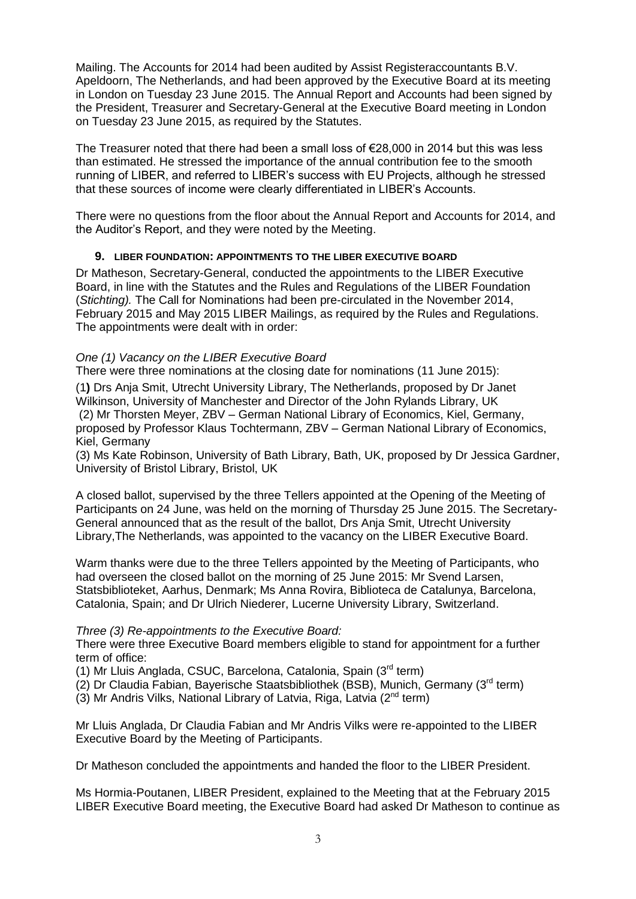Mailing. The Accounts for 2014 had been audited by Assist Registeraccountants B.V. Apeldoorn, The Netherlands, and had been approved by the Executive Board at its meeting in London on Tuesday 23 June 2015. The Annual Report and Accounts had been signed by the President, Treasurer and Secretary-General at the Executive Board meeting in London on Tuesday 23 June 2015, as required by the Statutes.

The Treasurer noted that there had been a small loss of €28,000 in 2014 but this was less than estimated. He stressed the importance of the annual contribution fee to the smooth running of LIBER, and referred to LIBER's success with EU Projects, although he stressed that these sources of income were clearly differentiated in LIBER's Accounts.

There were no questions from the floor about the Annual Report and Accounts for 2014, and the Auditor's Report, and they were noted by the Meeting.

### 9. LIBER FOUNDATION: APPOINTMENTS TO THE LIBER EXECUTIVE BOARD

Dr Matheson, Secretary-General, conducted the appointments to the LIBER Executive Board, in line with the Statutes and the Rules and Regulations of the LIBER Foundation (*Stichting).* The Call for Nominations had been pre-circulated in the November 2014, February 2015 and May 2015 LIBER Mailings, as required by the Rules and Regulations. The appointments were dealt with in order:

*One (1) Vacancy on the LIBER Executive Board*

There were three nominations at the closing date for nominations (11 June 2015):

(1**)** Drs Anja Smit, Utrecht University Library, The Netherlands, proposed by Dr Janet Wilkinson, University of Manchester and Director of the John Rylands Library, UK
(2) Mr Thorsten Meyer, ZBV – German National Library of Economics, Kiel, Germany, proposed by Professor Klaus Tochtermann, ZBV – German National Library of Economics, Kiel, Germany
(3) Ms Kate Robinson, University of Bath Library, Bath, UK, proposed by Dr Jessica Gardner, University of Bristol Library, Bristol, UK

A closed ballot, supervised by the three Tellers appointed at the Opening of the Meeting of Participants on 24 June, was held on the morning of Thursday 25 June 2015. The Secretary-General announced that as the result of the ballot, Drs Anja Smit, Utrecht University Library,The Netherlands, was appointed to the vacancy on the LIBER Executive Board.

Warm thanks were due to the three Tellers appointed by the Meeting of Participants, who had overseen the closed ballot on the morning of 25 June 2015: Mr Svend Larsen, Statsbiblioteket, Aarhus, Denmark; Ms Anna Rovira, Biblioteca de Catalunya, Barcelona, Catalonia, Spain; and Dr Ulrich Niederer, Lucerne University Library, Switzerland.

*Three (3) Re-appointments to the Executive Board:*

There were three Executive Board members eligible to stand for appointment for a further term of office:

(1) Mr Lluis Anglada, CSUC, Barcelona, Catalonia, Spain (3rd term)
(2) Dr Claudia Fabian, Bayerische Staatsbibliothek (BSB), Munich, Germany (3rd term)
(3) Mr Andris Vilks, National Library of Latvia, Riga, Latvia (2nd term)

Mr Lluis Anglada, Dr Claudia Fabian and Mr Andris Vilks were re-appointed to the LIBER Executive Board by the Meeting of Participants.

Dr Matheson concluded the appointments and handed the floor to the LIBER President.

Ms Hormia-Poutanen, LIBER President, explained to the Meeting that at the February 2015 LIBER Executive Board meeting, the Executive Board had asked Dr Matheson to continue as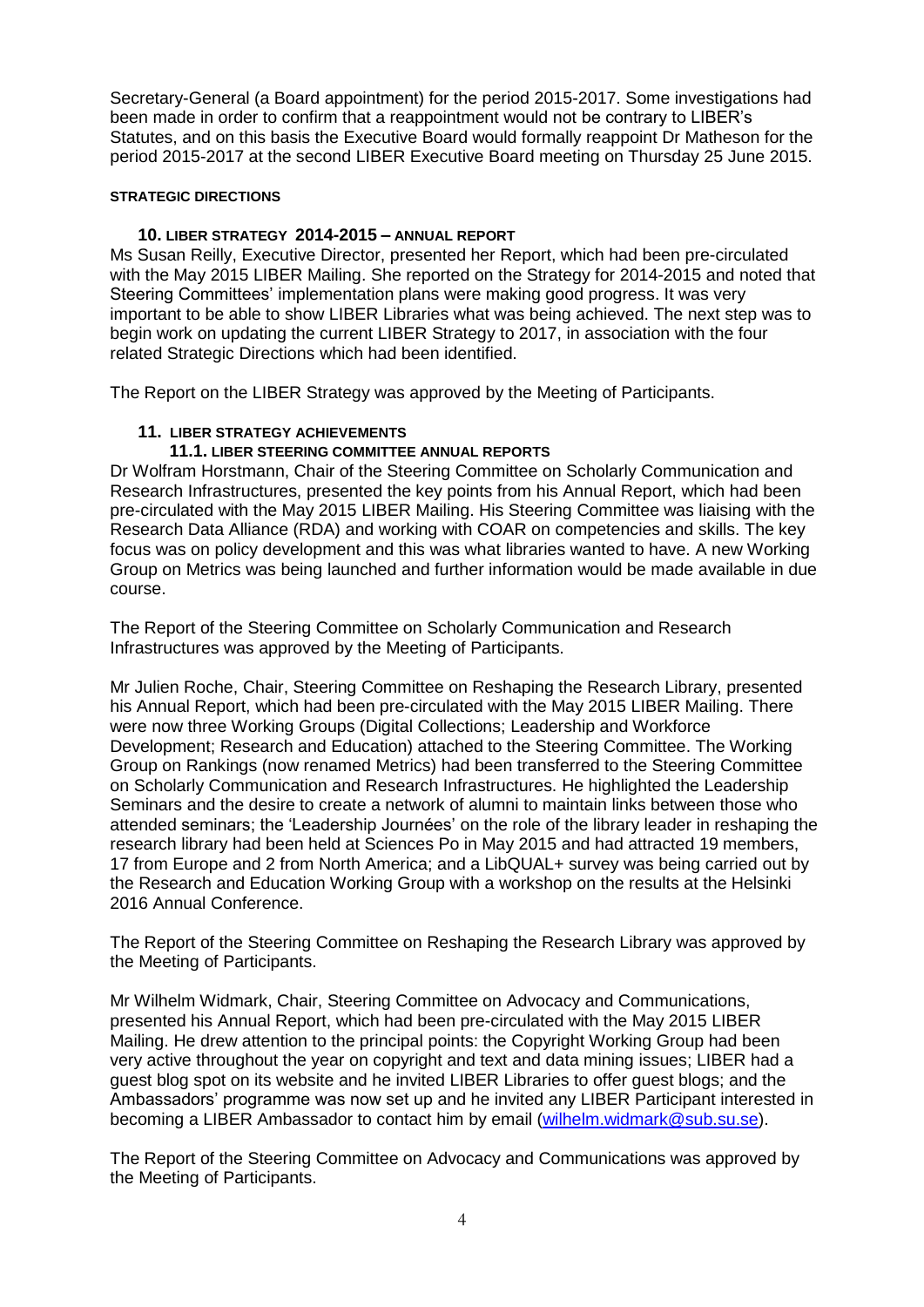Secretary-General (a Board appointment) for the period 2015-2017. Some investigations had been made in order to confirm that a reappointment would not be contrary to LIBER's Statutes, and on this basis the Executive Board would formally reappoint Dr Matheson for the period 2015-2017 at the second LIBER Executive Board meeting on Thursday 25 June 2015.

## STRATEGIC DIRECTIONS

### 10. LIBER STRATEGY 2014-2015 – ANNUAL REPORT

Ms Susan Reilly, Executive Director, presented her Report, which had been pre-circulated with the May 2015 LIBER Mailing. She reported on the Strategy for 2014-2015 and noted that Steering Committees' implementation plans were making good progress. It was very important to be able to show LIBER Libraries what was being achieved. The next step was to begin work on updating the current LIBER Strategy to 2017, in association with the four related Strategic Directions which had been identified.

The Report on the LIBER Strategy was approved by the Meeting of Participants.

### 11. LIBER STRATEGY ACHIEVEMENTS

#### 11.1. LIBER STEERING COMMITTEE ANNUAL REPORTS

Dr Wolfram Horstmann, Chair of the Steering Committee on Scholarly Communication and Research Infrastructures, presented the key points from his Annual Report, which had been pre-circulated with the May 2015 LIBER Mailing. His Steering Committee was liaising with the Research Data Alliance (RDA) and working with COAR on competencies and skills. The key focus was on policy development and this was what libraries wanted to have. A new Working Group on Metrics was being launched and further information would be made available in due course.

The Report of the Steering Committee on Scholarly Communication and Research Infrastructures was approved by the Meeting of Participants.

Mr Julien Roche, Chair, Steering Committee on Reshaping the Research Library, presented his Annual Report, which had been pre-circulated with the May 2015 LIBER Mailing. There were now three Working Groups (Digital Collections; Leadership and Workforce Development; Research and Education) attached to the Steering Committee. The Working Group on Rankings (now renamed Metrics) had been transferred to the Steering Committee on Scholarly Communication and Research Infrastructures. He highlighted the Leadership Seminars and the desire to create a network of alumni to maintain links between those who attended seminars; the 'Leadership Journées' on the role of the library leader in reshaping the research library had been held at Sciences Po in May 2015 and had attracted 19 members, 17 from Europe and 2 from North America; and a LibQUAL+ survey was being carried out by the Research and Education Working Group with a workshop on the results at the Helsinki 2016 Annual Conference.

The Report of the Steering Committee on Reshaping the Research Library was approved by the Meeting of Participants.

Mr Wilhelm Widmark, Chair, Steering Committee on Advocacy and Communications, presented his Annual Report, which had been pre-circulated with the May 2015 LIBER Mailing. He drew attention to the principal points: the Copyright Working Group had been very active throughout the year on copyright and text and data mining issues; LIBER had a guest blog spot on its website and he invited LIBER Libraries to offer guest blogs; and the Ambassadors' programme was now set up and he invited any LIBER Participant interested in becoming a LIBER Ambassador to contact him by email (wilhelm.widmark@sub.su.se).

The Report of the Steering Committee on Advocacy and Communications was approved by the Meeting of Participants.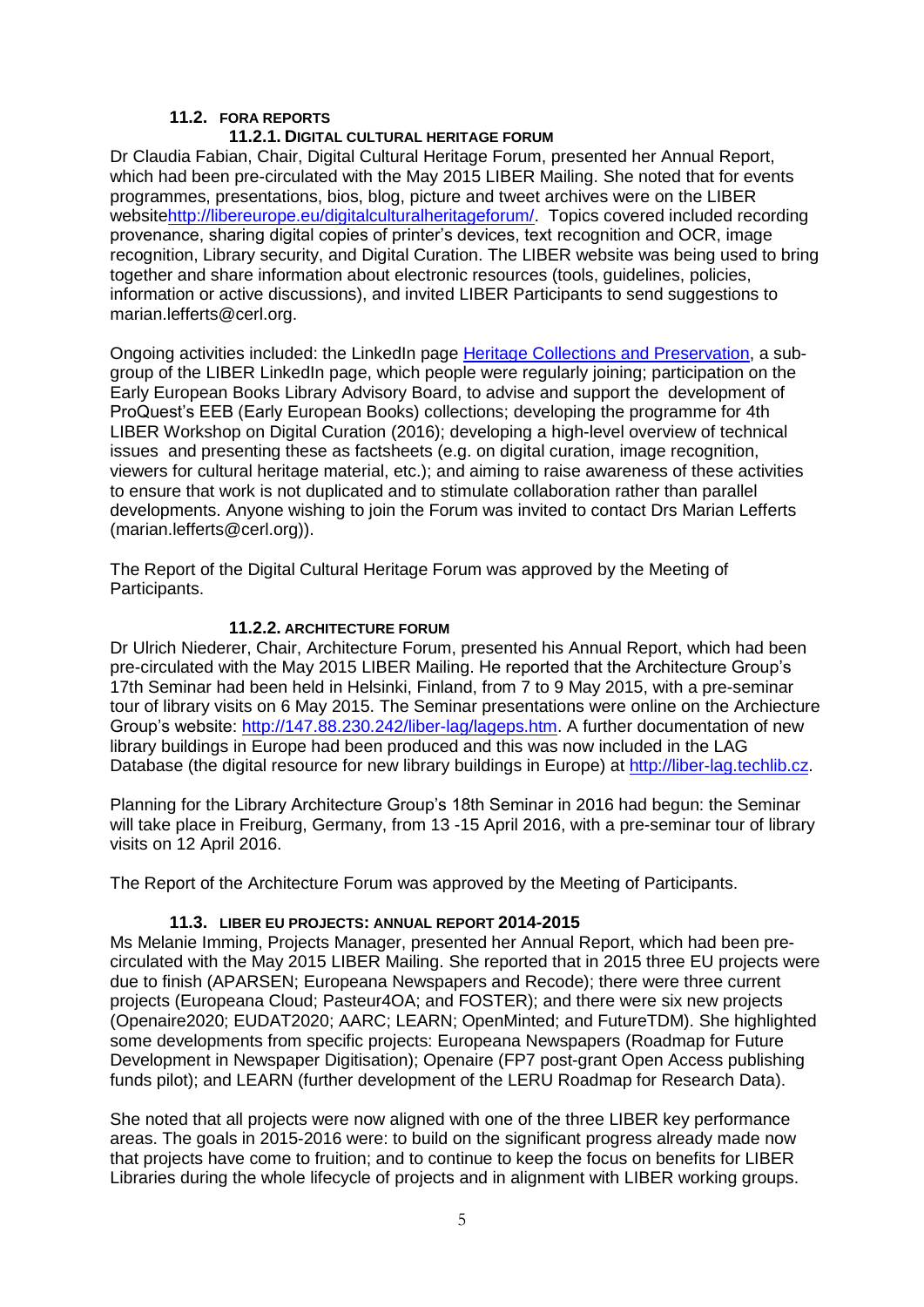### 11.2. FORA REPORTS

#### 11.2.1. DIGITAL CULTURAL HERITAGE FORUM

Dr Claudia Fabian, Chair, Digital Cultural Heritage Forum, presented her Annual Report, which had been pre-circulated with the May 2015 LIBER Mailing. She noted that for events programmes, presentations, bios, blog, picture and tweet archives were on the LIBER websitehttp://libereurope.eu/digitalculturalheritageforum/. Topics covered included recording provenance, sharing digital copies of printer's devices, text recognition and OCR, image recognition, Library security, and Digital Curation. The LIBER website was being used to bring together and share information about electronic resources (tools, guidelines, policies, information or active discussions), and invited LIBER Participants to send suggestions to marian.lefferts@cerl.org.

Ongoing activities included: the LinkedIn page Heritage Collections and Preservation, a sub-group of the LIBER LinkedIn page, which people were regularly joining; participation on the Early European Books Library Advisory Board, to advise and support the development of ProQuest's EEB (Early European Books) collections; developing the programme for 4th LIBER Workshop on Digital Curation (2016); developing a high-level overview of technical issues and presenting these as factsheets (e.g. on digital curation, image recognition, viewers for cultural heritage material, etc.); and aiming to raise awareness of these activities to ensure that work is not duplicated and to stimulate collaboration rather than parallel developments. Anyone wishing to join the Forum was invited to contact Drs Marian Lefferts (marian.lefferts@cerl.org)).

The Report of the Digital Cultural Heritage Forum was approved by the Meeting of Participants.

#### 11.2.2. ARCHITECTURE FORUM

Dr Ulrich Niederer, Chair, Architecture Forum, presented his Annual Report, which had been pre-circulated with the May 2015 LIBER Mailing. He reported that the Architecture Group's 17th Seminar had been held in Helsinki, Finland, from 7 to 9 May 2015, with a pre-seminar tour of library visits on 6 May 2015. The Seminar presentations were online on the Archiecture Group's website: http://147.88.230.242/liber-lag/lageps.htm. A further documentation of new library buildings in Europe had been produced and this was now included in the LAG Database (the digital resource for new library buildings in Europe) at http://liber-lag.techlib.cz.

Planning for the Library Architecture Group's 18th Seminar in 2016 had begun: the Seminar will take place in Freiburg, Germany, from 13 -15 April 2016, with a pre-seminar tour of library visits on 12 April 2016.

The Report of the Architecture Forum was approved by the Meeting of Participants.

### 11.3. LIBER EU PROJECTS: ANNUAL REPORT 2014-2015

Ms Melanie Imming, Projects Manager, presented her Annual Report, which had been pre-circulated with the May 2015 LIBER Mailing. She reported that in 2015 three EU projects were due to finish (APARSEN; Europeana Newspapers and Recode); there were three current projects (Europeana Cloud; Pasteur4OA; and FOSTER); and there were six new projects (Openaire2020; EUDAT2020; AARC; LEARN; OpenMinted; and FutureTDM). She highlighted some developments from specific projects: Europeana Newspapers (Roadmap for Future Development in Newspaper Digitisation); Openaire (FP7 post-grant Open Access publishing funds pilot); and LEARN (further development of the LERU Roadmap for Research Data).

She noted that all projects were now aligned with one of the three LIBER key performance areas. The goals in 2015-2016 were: to build on the significant progress already made now that projects have come to fruition; and to continue to keep the focus on benefits for LIBER Libraries during the whole lifecycle of projects and in alignment with LIBER working groups.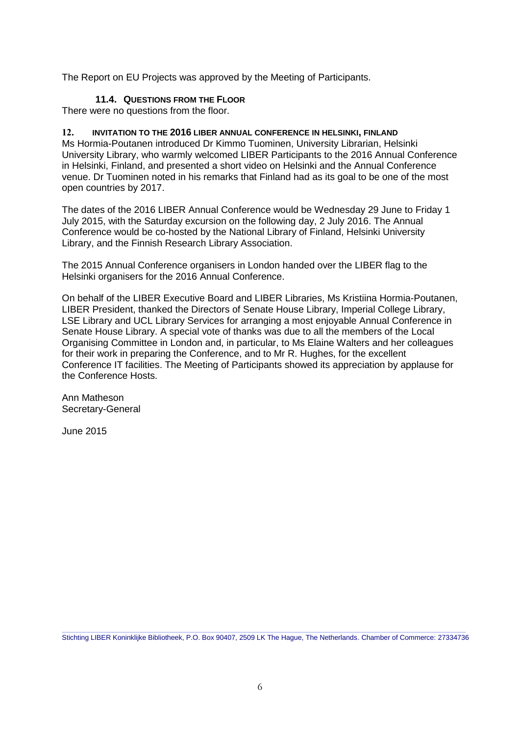The Report on EU Projects was approved by the Meeting of Participants.

### 11.4. Questions from the Floor

There were no questions from the floor.

## 12. Invitation to the 2016 LIBER Annual Conference in Helsinki, Finland

Ms Hormia-Poutanen introduced Dr Kimmo Tuominen, University Librarian, Helsinki University Library, who warmly welcomed LIBER Participants to the 2016 Annual Conference in Helsinki, Finland, and presented a short video on Helsinki and the Annual Conference venue. Dr Tuominen noted in his remarks that Finland had as its goal to be one of the most open countries by 2017.

The dates of the 2016 LIBER Annual Conference would be Wednesday 29 June to Friday 1 July 2015, with the Saturday excursion on the following day, 2 July 2016. The Annual Conference would be co-hosted by the National Library of Finland, Helsinki University Library, and the Finnish Research Library Association.

The 2015 Annual Conference organisers in London handed over the LIBER flag to the Helsinki organisers for the 2016 Annual Conference.

On behalf of the LIBER Executive Board and LIBER Libraries, Ms Kristiina Hormia-Poutanen, LIBER President, thanked the Directors of Senate House Library, Imperial College Library, LSE Library and UCL Library Services for arranging a most enjoyable Annual Conference in Senate House Library. A special vote of thanks was due to all the members of the Local Organising Committee in London and, in particular, to Ms Elaine Walters and her colleagues for their work in preparing the Conference, and to Mr R. Hughes, for the excellent Conference IT facilities. The Meeting of Participants showed its appreciation by applause for the Conference Hosts.

Ann Matheson
Secretary-General

June 2015